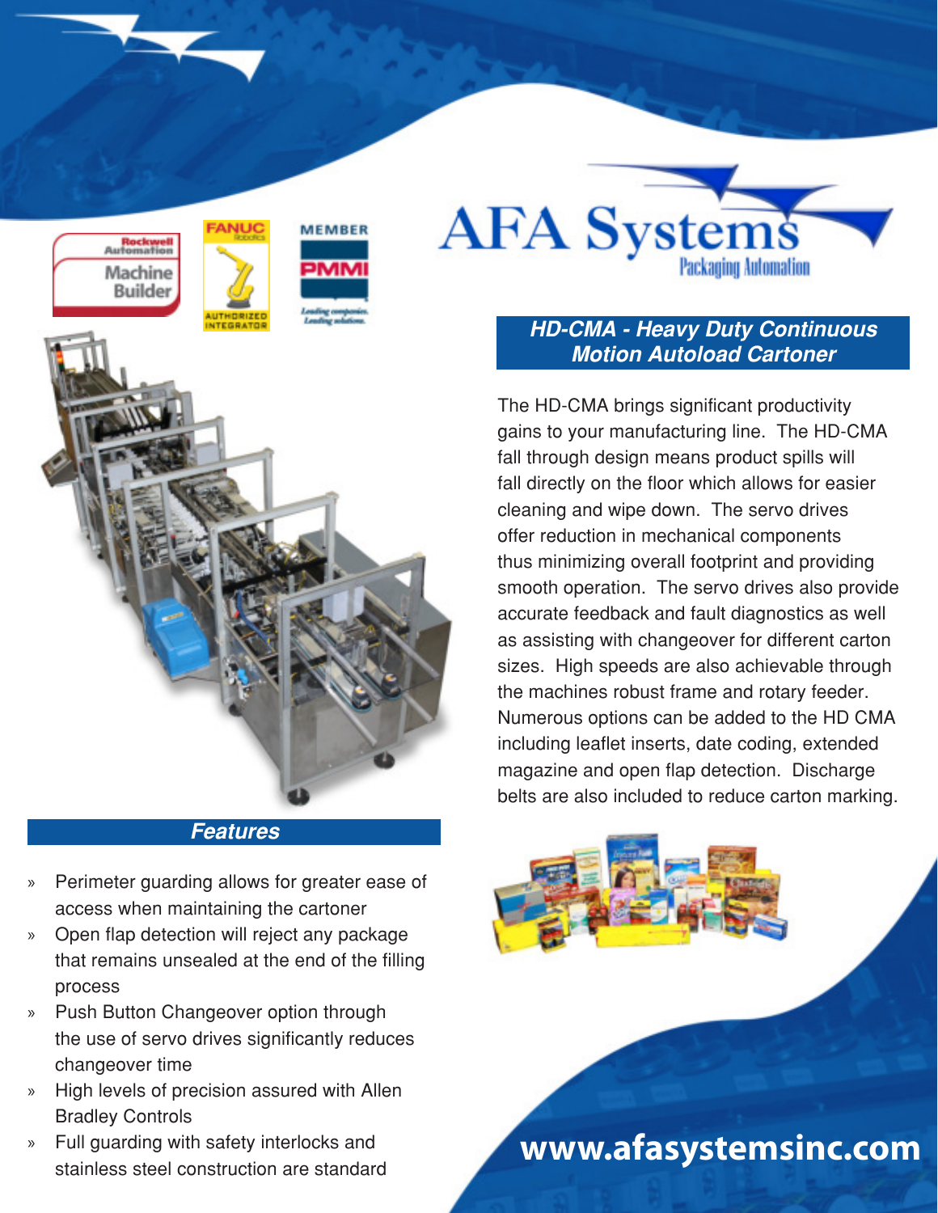# AFA Systems

Packaging Automation

## HD-CMA - Heavy Duty Continuous Motion Autoload Cartoner

The HD-CMA brings significant productivity gains to your manufacturing line. The HD-CMA fall through design means product spills will fall directly on the floor which allows for easier cleaning and wipe down. The servo drives offer reduction in mechanical components thus minimizing overall footprint and providing smooth operation. The servo drives also provide accurate feedback and fault diagnostics as well as assisting with changeover for different carton sizes. High speeds are also achievable through the machines robust frame and rotary feeder. Numerous options can be added to the HD CMA including leaflet inserts, date coding, extended magazine and open flap detection. Discharge belts are also included to reduce carton marking.

## Features

- Perimeter guarding allows for greater ease of access when maintaining the cartoner
- Open flap detection will reject any package that remains unsealed at the end of the filling process
- Push Button Changeover option through the use of servo drives significantly reduces changeover time
- High levels of precision assured with Allen Bradley Controls
- Full guarding with safety interlocks and stainless steel construction are standard

www.afasystemsinc.com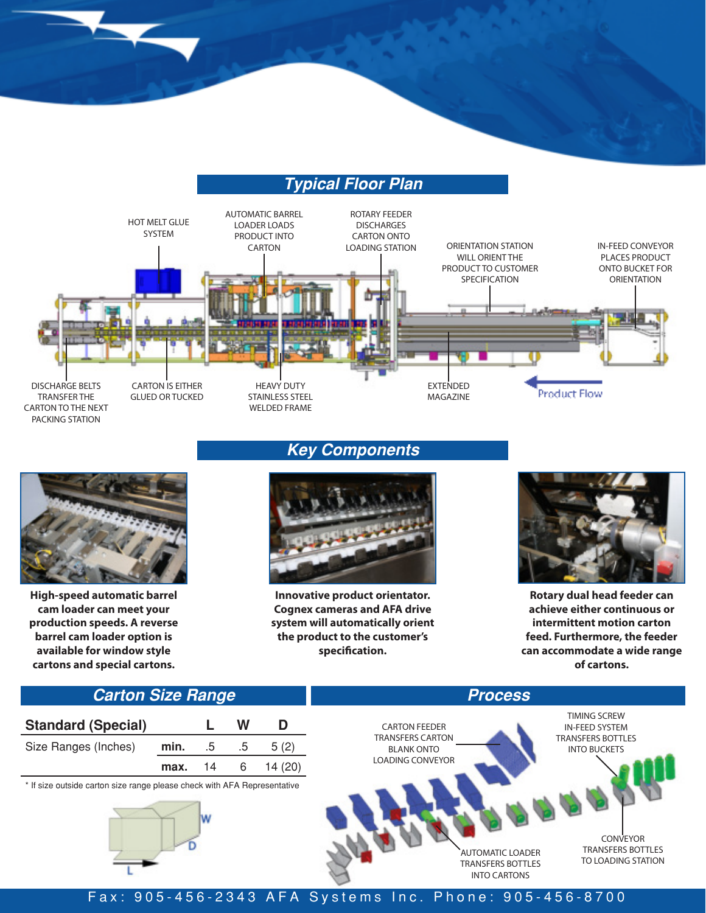## Typical Floor Plan

HOT MELT GLUE SYSTEM

AUTOMATIC BARREL LOADER LOADS PRODUCT INTO CARTON

ROTARY FEEDER DISCHARGES CARTON ONTO LOADING STATION

ORIENTATION STATION WILL ORIENT THE PRODUCT TO CUSTOMER SPECIFICATION

IN-FEED CONVEYOR PLACES PRODUCT ONTO BUCKET FOR ORIENTATION

DISCHARGE BELTS TRANSFER THE CARTON TO THE NEXT PACKING STATION

CARTON IS EITHER GLUED OR TUCKED

HEAVY DUTY STAINLESS STEEL WELDED FRAME

EXTENDED MAGAZINE

Product Flow

## Key Components

**High-speed automatic barrel cam loader can meet your production speeds. A reverse barrel cam loader option is available for window style cartons and special cartons.**

**Innovative product orientator. Cognex cameras and AFA drive system will automatically orient the product to the customer's specification.**

**Rotary dual head feeder can achieve either continuous or intermittent motion carton feed. Furthermore, the feeder can accommodate a wide range of cartons.**

## Carton Size Range

| Standard (Special) | | L | W | D |
|---|---|---|---|---|
| Size Ranges (Inches) | min. | .5 | .5 | 5 (2) |
| | max. | 14 | 6 | 14 (20) |

* If size outside carton size range please check with AFA Representative

W

D

L

## Process

CARTON FEEDER TRANSFERS CARTON BLANK ONTO LOADING CONVEYOR

TIMING SCREW IN-FEED SYSTEM TRANSFERS BOTTLES INTO BUCKETS

AUTOMATIC LOADER TRANSFERS BOTTLES INTO CARTONS

CONVEYOR TRANSFERS BOTTLES TO LOADING STATION

Fax: 905-456-2343 AFA Systems Inc. Phone: 905-456-8700